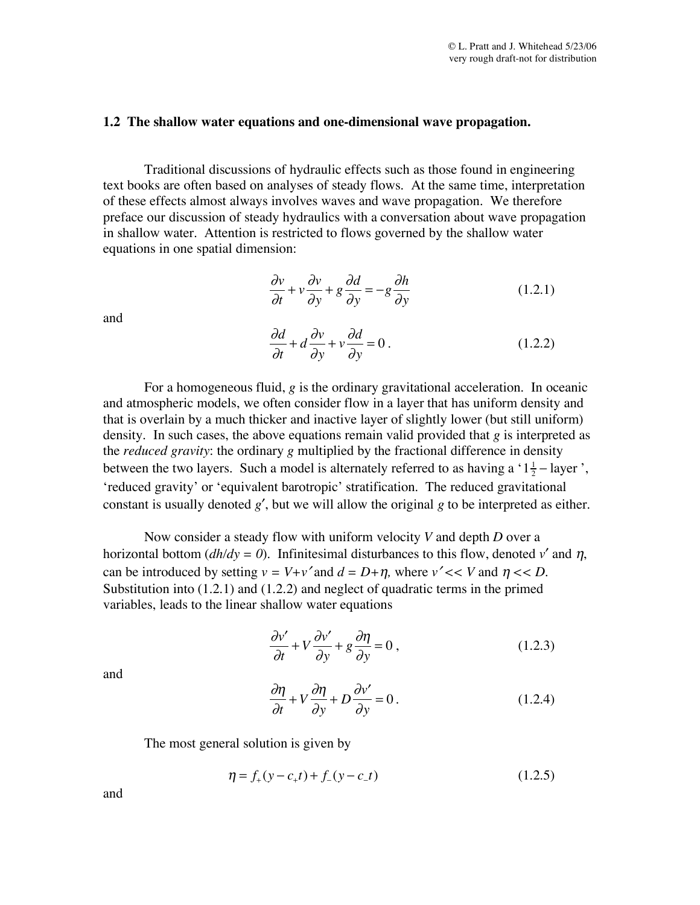## 1.2 The shallow water equations and one-dimensional wave propagation.

Traditional discussions of hydraulic effects such as those found in engineering text books are often based on analyses of steady flows. At the same time, interpretation of these effects almost always involves waves and wave propagation. We therefore preface our discussion of steady hydraulics with a conversation about wave propagation in shallow water. Attention is restricted to flows governed by the shallow water equations in one spatial dimension:

$$\frac{\partial v}{\partial t} + v\frac{\partial v}{\partial y} + g\frac{\partial d}{\partial y} = -g\frac{\partial h}{\partial y} \tag{1.2.1}$$

and

$$\frac{\partial d}{\partial t} + d\frac{\partial v}{\partial y} + v\frac{\partial d}{\partial y} = 0\,. \tag{1.2.2}$$

For a homogeneous fluid, $g$ is the ordinary gravitational acceleration. In oceanic and atmospheric models, we often consider flow in a layer that has uniform density and that is overlain by a much thicker and inactive layer of slightly lower (but still uniform) density. In such cases, the above equations remain valid provided that $g$ is interpreted as the *reduced gravity*: the ordinary $g$ multiplied by the fractional difference in density between the two layers. Such a model is alternately referred to as having a '$1\frac{1}{2}$ – layer ', 'reduced gravity' or 'equivalent barotropic' stratification. The reduced gravitational constant is usually denoted $g'$, but we will allow the original $g$ to be interpreted as either.

Now consider a steady flow with uniform velocity $V$ and depth $D$ over a horizontal bottom ($dh/dy = 0$). Infinitesimal disturbances to this flow, denoted $v'$ and $\eta$, can be introduced by setting $v = V+v'$ and $d = D+\eta$, where $v' << V$ and $\eta << D$. Substitution into (1.2.1) and (1.2.2) and neglect of quadratic terms in the primed variables, leads to the linear shallow water equations

$$\frac{\partial v'}{\partial t} + V\frac{\partial v'}{\partial y} + g\frac{\partial \eta}{\partial y} = 0\,, \tag{1.2.3}$$

and

$$\frac{\partial \eta}{\partial t} + V\frac{\partial \eta}{\partial y} + D\frac{\partial v'}{\partial y} = 0\,. \tag{1.2.4}$$

The most general solution is given by

$$\eta = f_+(y - c_+t) + f_-(y - c_-t) \tag{1.2.5}$$

and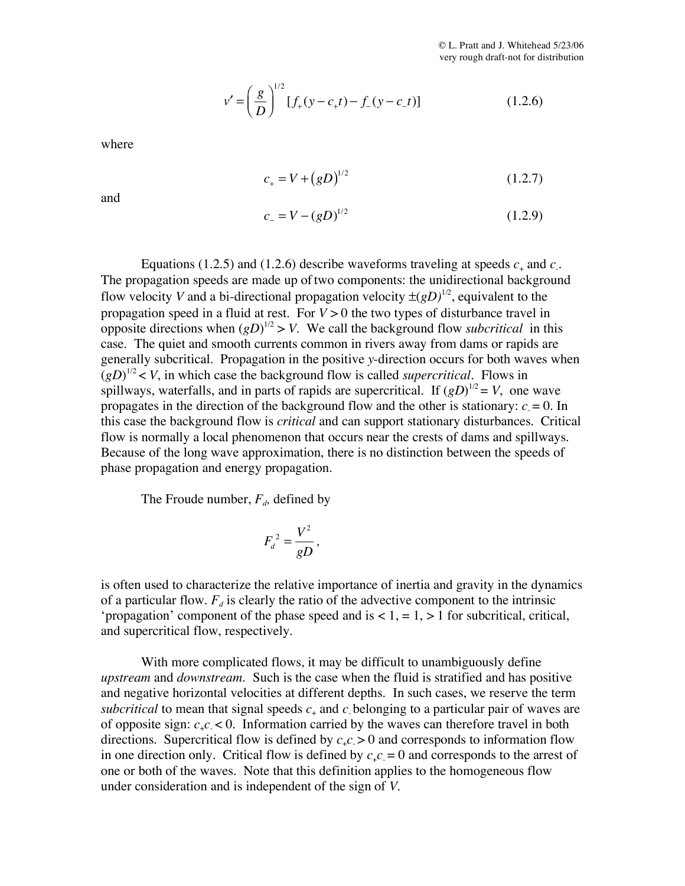$$v' = \left(\frac{g}{D}\right)^{1/2} [f_+(y - c_+ t) - f_-(y - c_- t)] \tag{1.2.6}$$

where

$$c_+ = V + (gD)^{1/2} \tag{1.2.7}$$

and

$$c_- = V - (gD)^{1/2} \tag{1.2.9}$$

Equations (1.2.5) and (1.2.6) describe waveforms traveling at speeds $c_+$ and $c_-$. The propagation speeds are made up of two components: the unidirectional background flow velocity $V$ and a bi-directional propagation velocity $\pm(gD)^{1/2}$, equivalent to the propagation speed in a fluid at rest. For $V > 0$ the two types of disturbance travel in opposite directions when $(gD)^{1/2} > V$. We call the background flow *subcritical* in this case. The quiet and smooth currents common in rivers away from dams or rapids are generally subcritical. Propagation in the positive $y$-direction occurs for both waves when $(gD)^{1/2} < V$, in which case the background flow is called *supercritical*. Flows in spillways, waterfalls, and in parts of rapids are supercritical. If $(gD)^{1/2} = V$, one wave propagates in the direction of the background flow and the other is stationary: $c_- = 0$. In this case the background flow is *critical* and can support stationary disturbances. Critical flow is normally a local phenomenon that occurs near the crests of dams and spillways. Because of the long wave approximation, there is no distinction between the speeds of phase propagation and energy propagation.

The Froude number, $F_d$, defined by

$$F_d^{\,2} = \frac{V^2}{gD},$$

is often used to characterize the relative importance of inertia and gravity in the dynamics of a particular flow. $F_d$ is clearly the ratio of the advective component to the intrinsic 'propagation' component of the phase speed and is $< 1$, $= 1$, $> 1$ for subcritical, critical, and supercritical flow, respectively.

With more complicated flows, it may be difficult to unambiguously define *upstream* and *downstream*. Such is the case when the fluid is stratified and has positive and negative horizontal velocities at different depths. In such cases, we reserve the term *subcritical* to mean that signal speeds $c_+$ and $c_-$ belonging to a particular pair of waves are of opposite sign: $c_+c_- < 0$. Information carried by the waves can therefore travel in both directions. Supercritical flow is defined by $c_+c_- > 0$ and corresponds to information flow in one direction only. Critical flow is defined by $c_+c_- = 0$ and corresponds to the arrest of one or both of the waves. Note that this definition applies to the homogeneous flow under consideration and is independent of the sign of $V$.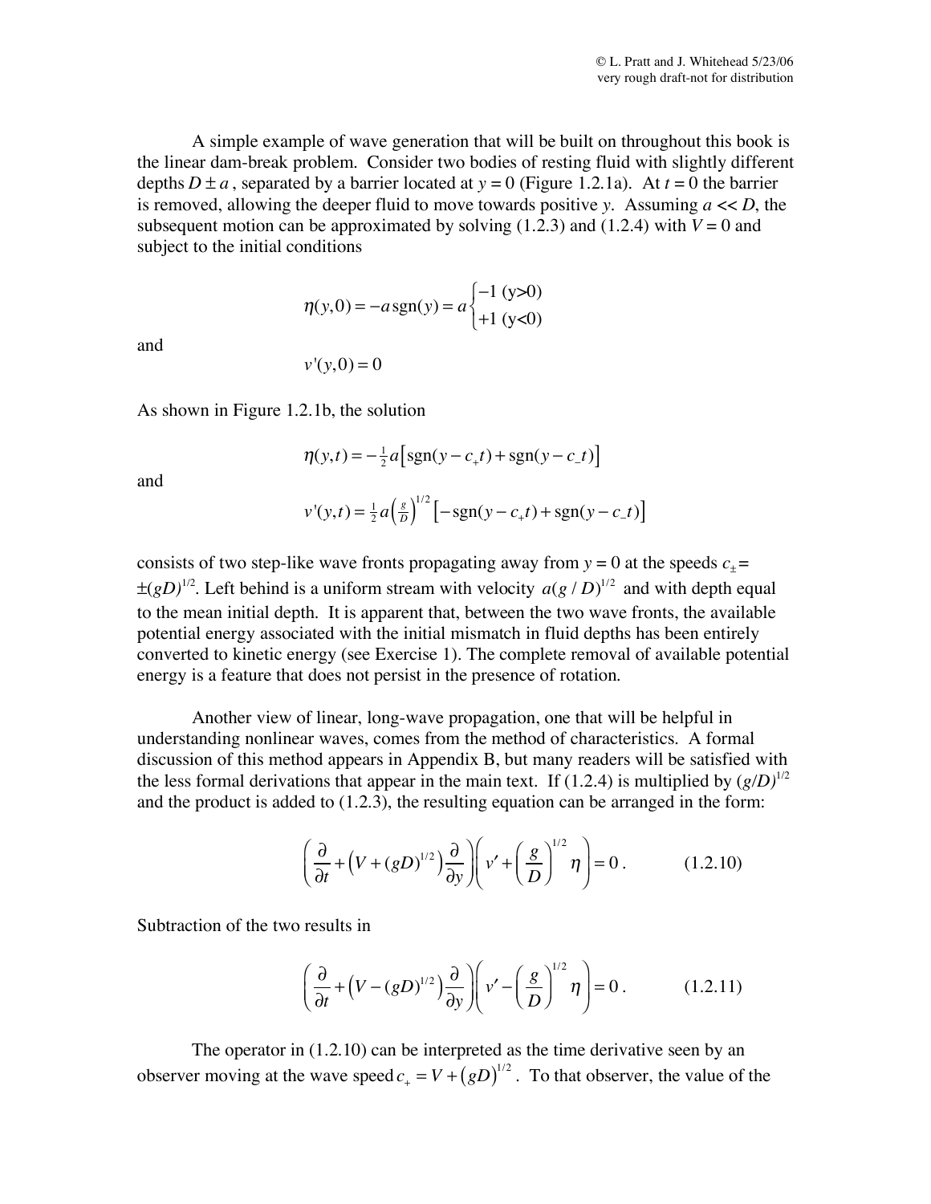A simple example of wave generation that will be built on throughout this book is the linear dam-break problem. Consider two bodies of resting fluid with slightly different depths $D \pm a$, separated by a barrier located at $y = 0$ (Figure 1.2.1a). At $t = 0$ the barrier is removed, allowing the deeper fluid to move towards positive $y$. Assuming $a << D$, the subsequent motion can be approximated by solving (1.2.3) and (1.2.4) with $V = 0$ and subject to the initial conditions

$$\eta(y,0) = -a\,\mathrm{sgn}(y) = a\begin{cases} -1 \text{ (y>0)} \\ +1 \text{ (y<0)} \end{cases}$$

and

$$v'(y,0) = 0$$

As shown in Figure 1.2.1b, the solution

$$\eta(y,t) = -\tfrac{1}{2}a\left[\mathrm{sgn}(y - c_+t) + \mathrm{sgn}(y - c_-t)\right]$$

and

$$v'(y,t) = \tfrac{1}{2}a\left(\tfrac{g}{D}\right)^{1/2}\left[-\mathrm{sgn}(y - c_+t) + \mathrm{sgn}(y - c_-t)\right]$$

consists of two step-like wave fronts propagating away from $y = 0$ at the speeds $c_\pm = \pm(gD)^{1/2}$. Left behind is a uniform stream with velocity $a(g/D)^{1/2}$ and with depth equal to the mean initial depth. It is apparent that, between the two wave fronts, the available potential energy associated with the initial mismatch in fluid depths has been entirely converted to kinetic energy (see Exercise 1). The complete removal of available potential energy is a feature that does not persist in the presence of rotation.

Another view of linear, long-wave propagation, one that will be helpful in understanding nonlinear waves, comes from the method of characteristics. A formal discussion of this method appears in Appendix B, but many readers will be satisfied with the less formal derivations that appear in the main text. If (1.2.4) is multiplied by $(g/D)^{1/2}$ and the product is added to (1.2.3), the resulting equation can be arranged in the form:

$$\left(\frac{\partial}{\partial t} + \left(V + (gD)^{1/2}\right)\frac{\partial}{\partial y}\right)\left(v' + \left(\frac{g}{D}\right)^{1/2}\eta\right) = 0\,. \qquad (1.2.10)$$

Subtraction of the two results in

$$\left(\frac{\partial}{\partial t} + \left(V - (gD)^{1/2}\right)\frac{\partial}{\partial y}\right)\left(v' - \left(\frac{g}{D}\right)^{1/2}\eta\right) = 0\,. \qquad (1.2.11)$$

The operator in (1.2.10) can be interpreted as the time derivative seen by an observer moving at the wave speed $c_+ = V + (gD)^{1/2}$. To that observer, the value of the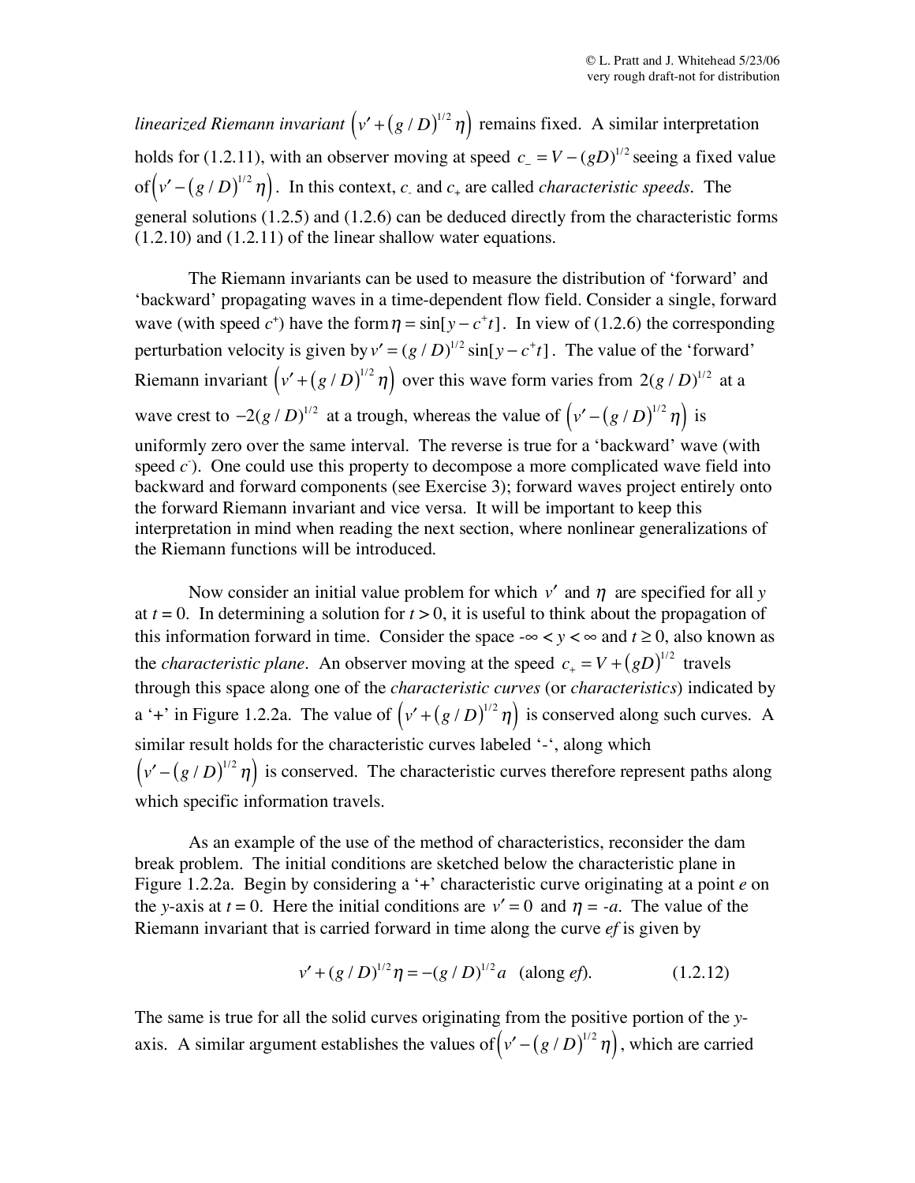*linearized Riemann invariant* $\left(v' + (g/D)^{1/2}\eta\right)$ remains fixed. A similar interpretation holds for (1.2.11), with an observer moving at speed $c_- = V - (gD)^{1/2}$ seeing a fixed value of $\left(v' - (g/D)^{1/2}\eta\right)$. In this context, $c_-$ and $c_+$ are called *characteristic speeds*. The general solutions (1.2.5) and (1.2.6) can be deduced directly from the characteristic forms (1.2.10) and (1.2.11) of the linear shallow water equations.

The Riemann invariants can be used to measure the distribution of 'forward' and 'backward' propagating waves in a time-dependent flow field. Consider a single, forward wave (with speed $c^+$) have the form $\eta = \sin[y - c^+ t]$. In view of (1.2.6) the corresponding perturbation velocity is given by $v' = (g/D)^{1/2}\sin[y - c^+ t]$. The value of the 'forward' Riemann invariant $\left(v' + (g/D)^{1/2}\eta\right)$ over this wave form varies from $2(g/D)^{1/2}$ at a wave crest to $-2(g/D)^{1/2}$ at a trough, whereas the value of $\left(v' - (g/D)^{1/2}\eta\right)$ is uniformly zero over the same interval. The reverse is true for a 'backward' wave (with speed $c^-$). One could use this property to decompose a more complicated wave field into backward and forward components (see Exercise 3); forward waves project entirely onto the forward Riemann invariant and vice versa. It will be important to keep this interpretation in mind when reading the next section, where nonlinear generalizations of the Riemann functions will be introduced.

Now consider an initial value problem for which $v'$ and $\eta$ are specified for all $y$ at $t = 0$. In determining a solution for $t > 0$, it is useful to think about the propagation of this information forward in time. Consider the space $-\infty < y < \infty$ and $t \geq 0$, also known as the *characteristic plane*. An observer moving at the speed $c_+ = V + (gD)^{1/2}$ travels through this space along one of the *characteristic curves* (or *characteristics*) indicated by a '+' in Figure 1.2.2a. The value of $\left(v' + (g/D)^{1/2}\eta\right)$ is conserved along such curves. A similar result holds for the characteristic curves labeled '-', along which $\left(v' - (g/D)^{1/2}\eta\right)$ is conserved. The characteristic curves therefore represent paths along which specific information travels.

As an example of the use of the method of characteristics, reconsider the dam break problem. The initial conditions are sketched below the characteristic plane in Figure 1.2.2a. Begin by considering a '+' characteristic curve originating at a point *e* on the *y*-axis at $t = 0$. Here the initial conditions are $v' = 0$ and $\eta = -a$. The value of the Riemann invariant that is carried forward in time along the curve *ef* is given by

$$v' + (g/D)^{1/2}\eta = -(g/D)^{1/2}a \quad \text{(along } ef\text{)}. \tag{1.2.12}$$

The same is true for all the solid curves originating from the positive portion of the *y*-axis. A similar argument establishes the values of $\left(v' - (g/D)^{1/2}\eta\right)$, which are carried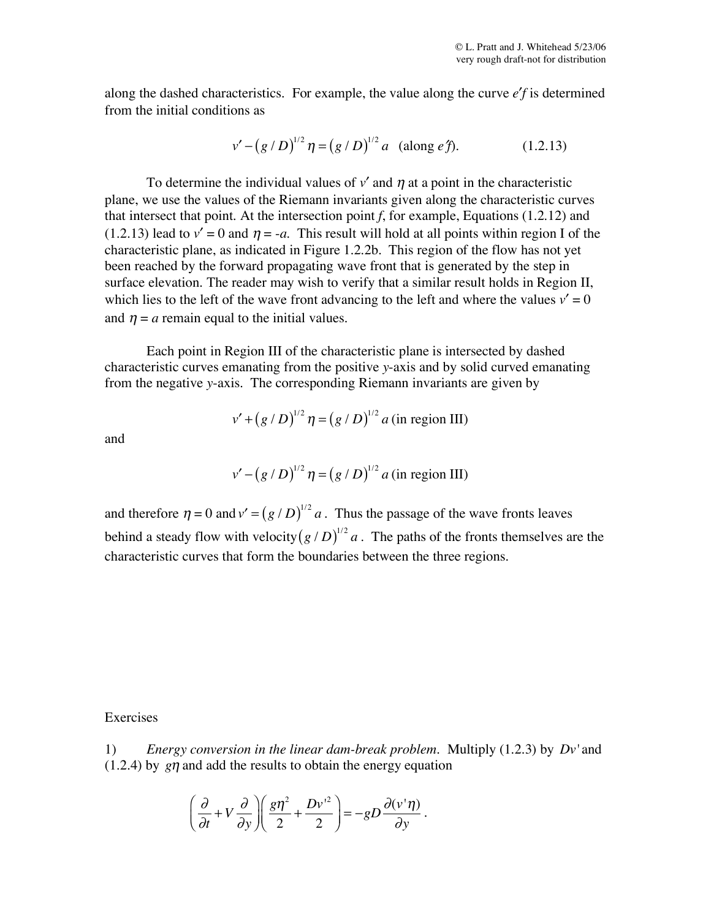along the dashed characteristics. For example, the value along the curve $e'f$ is determined from the initial conditions as

$$v' - (g/D)^{1/2}\eta = (g/D)^{1/2} a \quad \text{(along } e'f\text{)}. \tag{1.2.13}$$

To determine the individual values of $v'$ and $\eta$ at a point in the characteristic plane, we use the values of the Riemann invariants given along the characteristic curves that intersect that point. At the intersection point $f$, for example, Equations (1.2.12) and (1.2.13) lead to $v' = 0$ and $\eta = -a$. This result will hold at all points within region I of the characteristic plane, as indicated in Figure 1.2.2b. This region of the flow has not yet been reached by the forward propagating wave front that is generated by the step in surface elevation. The reader may wish to verify that a similar result holds in Region II, which lies to the left of the wave front advancing to the left and where the values $v' = 0$ and $\eta = a$ remain equal to the initial values.

Each point in Region III of the characteristic plane is intersected by dashed characteristic curves emanating from the positive $y$-axis and by solid curved emanating from the negative $y$-axis. The corresponding Riemann invariants are given by

$$v' + (g/D)^{1/2}\eta = (g/D)^{1/2} a \text{ (in region III)}$$

and

$$v' - (g/D)^{1/2}\eta = (g/D)^{1/2} a \text{ (in region III)}$$

and therefore $\eta = 0$ and $v' = (g/D)^{1/2} a$. Thus the passage of the wave fronts leaves behind a steady flow with velocity $(g/D)^{1/2} a$. The paths of the fronts themselves are the characteristic curves that form the boundaries between the three regions.

Exercises

1) *Energy conversion in the linear dam-break problem.* Multiply (1.2.3) by $Dv'$ and (1.2.4) by $g\eta$ and add the results to obtain the energy equation

$$\left(\frac{\partial}{\partial t} + V\frac{\partial}{\partial y}\right)\left(\frac{g\eta^2}{2} + \frac{Dv'^2}{2}\right) = -gD\frac{\partial(v'\eta)}{\partial y}.$$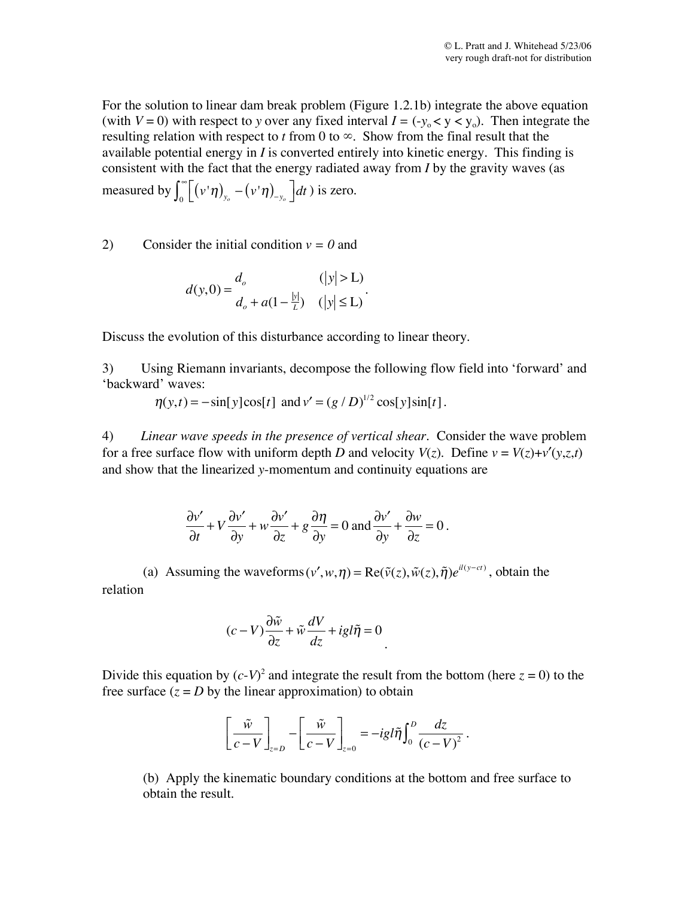For the solution to linear dam break problem (Figure 1.2.1b) integrate the above equation (with $V = 0$) with respect to $y$ over any fixed interval $I = (-y_o < y < y_o)$. Then integrate the resulting relation with respect to $t$ from 0 to $\infty$. Show from the final result that the available potential energy in $I$ is converted entirely into kinetic energy. This finding is consistent with the fact that the energy radiated away from $I$ by the gravity waves (as measured by $\int_0^\infty \left[ (v'\eta)_{y_o} - (v'\eta)_{-y_o} \right] dt$ ) is zero.

2) Consider the initial condition $v = 0$ and

$$
d(y,0) = \begin{matrix} d_o & (|y| > \mathrm{L}) \\ d_o + a(1 - \frac{|y|}{L}) & (|y| \leq \mathrm{L}) \end{matrix} .
$$

Discuss the evolution of this disturbance according to linear theory.

3) Using Riemann invariants, decompose the following flow field into 'forward' and 'backward' waves:

$$
\eta(y,t) = -\sin[y]\cos[t] \text{ and } v' = (g/D)^{1/2}\cos[y]\sin[t].
$$

4) *Linear wave speeds in the presence of vertical shear*. Consider the wave problem for a free surface flow with uniform depth $D$ and velocity $V(z)$. Define $v = V(z)+v'(y,z,t)$ and show that the linearized $y$-momentum and continuity equations are

$$
\frac{\partial v'}{\partial t} + V\frac{\partial v'}{\partial y} + w\frac{\partial v'}{\partial z} + g\frac{\partial \eta}{\partial y} = 0 \text{ and } \frac{\partial v'}{\partial y} + \frac{\partial w}{\partial z} = 0 .
$$

(a) Assuming the waveforms $(v', w, \eta) = \mathrm{Re}(\tilde{v}(z), \tilde{w}(z), \tilde{\eta})e^{il(y-ct)}$, obtain the relation

$$
(c - V)\frac{\partial \tilde{w}}{\partial z} + \tilde{w}\frac{dV}{dz} + igl\tilde{\eta} = 0
$$

Divide this equation by $(c-V)^2$ and integrate the result from the bottom (here $z = 0$) to the free surface ($z = D$ by the linear approximation) to obtain

$$
\left[ \frac{\tilde{w}}{c - V} \right]_{z=D} - \left[ \frac{\tilde{w}}{c - V} \right]_{z=0} = -igl\tilde{\eta}\int_0^D \frac{dz}{(c - V)^2} .
$$

(b) Apply the kinematic boundary conditions at the bottom and free surface to obtain the result.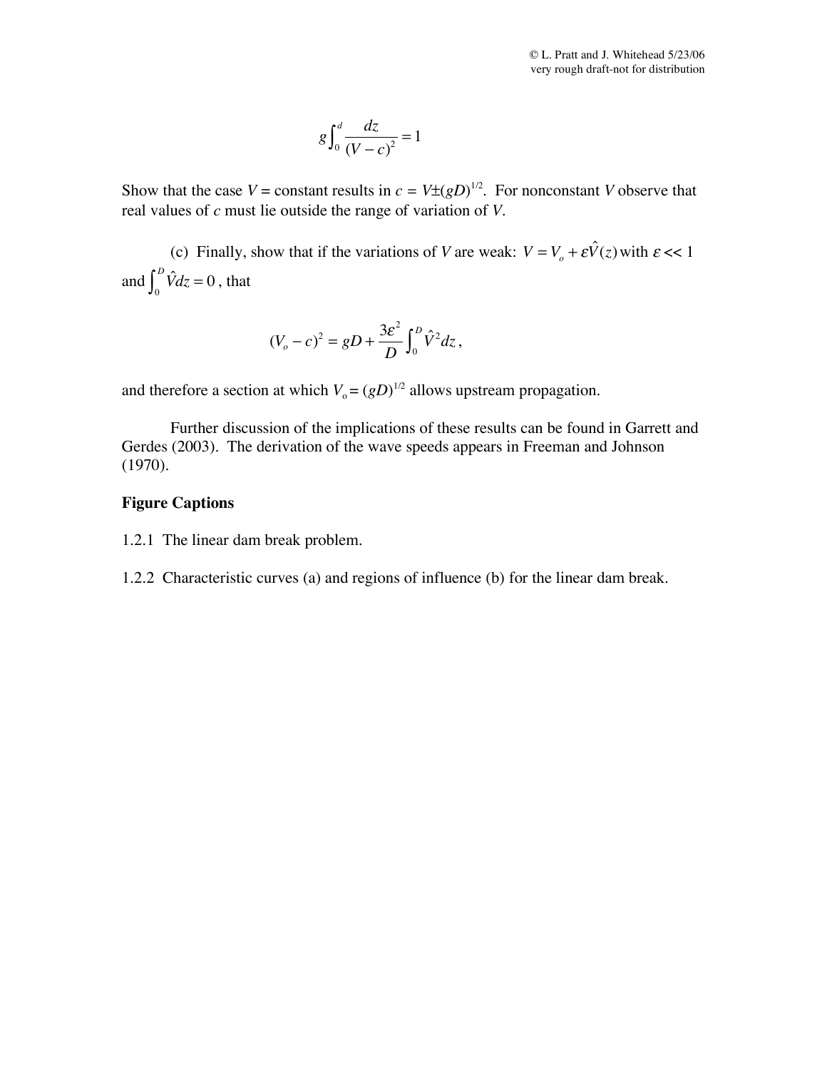$$g\int_0^d \frac{dz}{(V-c)^2} = 1$$

Show that the case $V$ = constant results in $c = V \pm (gD)^{1/2}$. For nonconstant $V$ observe that real values of $c$ must lie outside the range of variation of $V$.

(c) Finally, show that if the variations of $V$ are weak: $V = V_o + \varepsilon \hat{V}(z)$ with $\varepsilon << 1$ and $\int_0^D \hat{V} dz = 0$, that

$$(V_o - c)^2 = gD + \frac{3\varepsilon^2}{D}\int_0^D \hat{V}^2 dz,$$

and therefore a section at which $V_o = (gD)^{1/2}$ allows upstream propagation.

Further discussion of the implications of these results can be found in Garrett and Gerdes (2003). The derivation of the wave speeds appears in Freeman and Johnson (1970).

**Figure Captions**

1.2.1 The linear dam break problem.

1.2.2 Characteristic curves (a) and regions of influence (b) for the linear dam break.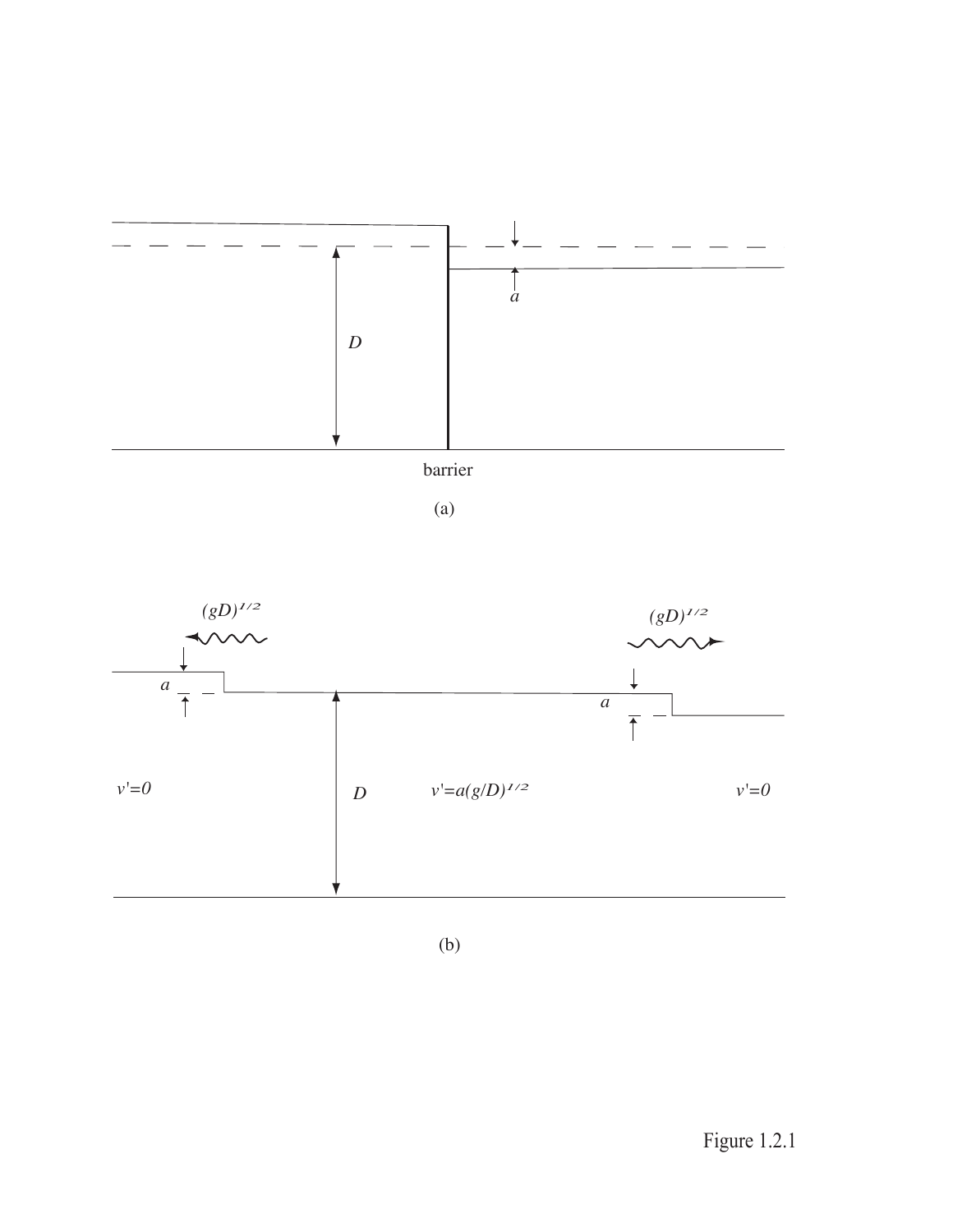(a)

(b)

Figure 1.2.1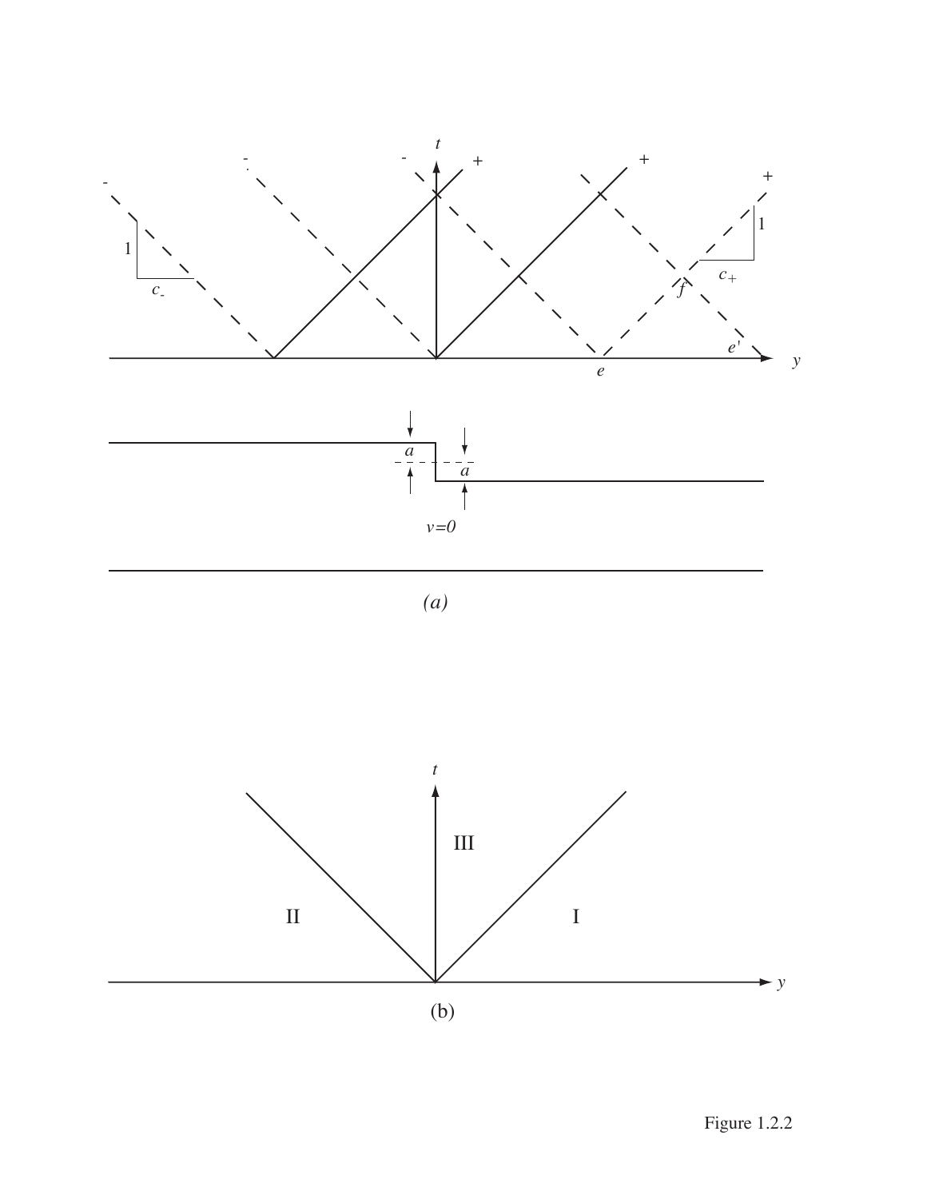t

\-

\-

\-

\+

\+

\+

1

$c_-$

1

$c_+$

f

e'

e

y

a

a

v=0

*(a)*

t

III

II

I

y

(b)

Figure 1.2.2